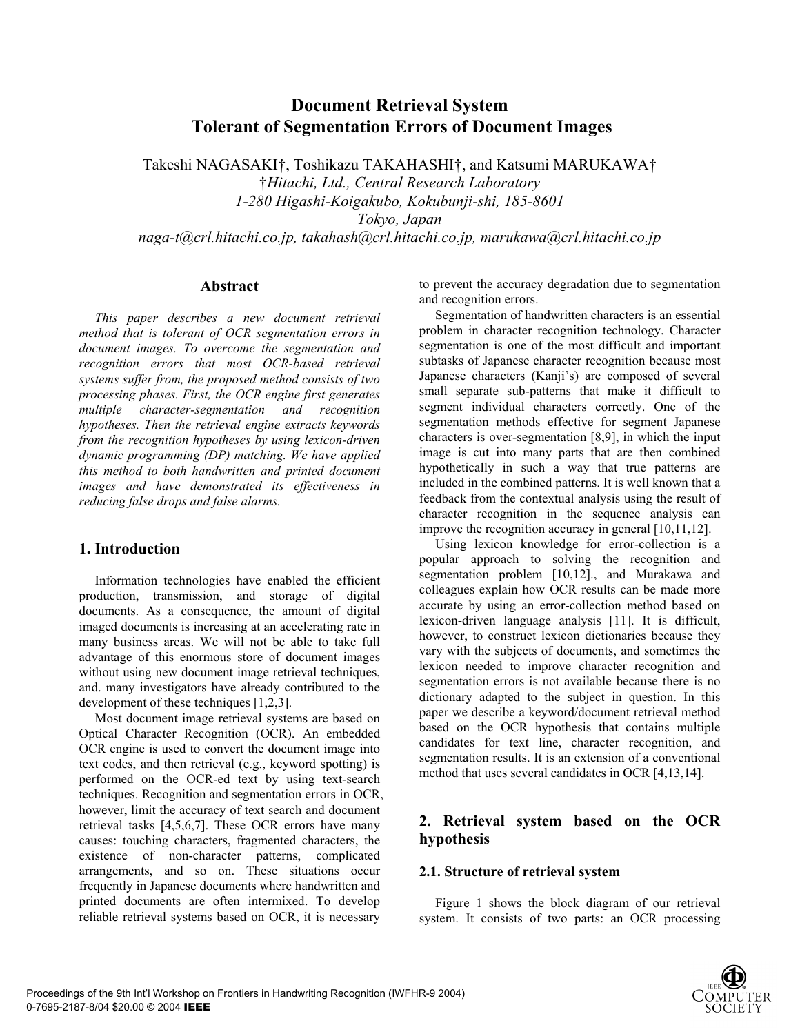# Document Retrieval System
# Tolerant of Segmentation Errors of Document Images

Takeshi NAGASAKI†, Toshikazu TAKAHASHI†, and Katsumi MARUKAWA†
*†Hitachi, Ltd., Central Research Laboratory*
*1-280 Higashi-Koigakubo, Kokubunji-shi, 185-8601*
*Tokyo, Japan*
*naga-t@crl.hitachi.co.jp, takahash@crl.hitachi.co.jp, marukawa@crl.hitachi.co.jp*

## Abstract

*This paper describes a new document retrieval method that is tolerant of OCR segmentation errors in document images. To overcome the segmentation and recognition errors that most OCR-based retrieval systems suffer from, the proposed method consists of two processing phases. First, the OCR engine first generates multiple character-segmentation and recognition hypotheses. Then the retrieval engine extracts keywords from the recognition hypotheses by using lexicon-driven dynamic programming (DP) matching. We have applied this method to both handwritten and printed document images and have demonstrated its effectiveness in reducing false drops and false alarms.*

## 1. Introduction

Information technologies have enabled the efficient production, transmission, and storage of digital documents. As a consequence, the amount of digital imaged documents is increasing at an accelerating rate in many business areas. We will not be able to take full advantage of this enormous store of document images without using new document image retrieval techniques, and. many investigators have already contributed to the development of these techniques [1,2,3].

Most document image retrieval systems are based on Optical Character Recognition (OCR). An embedded OCR engine is used to convert the document image into text codes, and then retrieval (e.g., keyword spotting) is performed on the OCR-ed text by using text-search techniques. Recognition and segmentation errors in OCR, however, limit the accuracy of text search and document retrieval tasks [4,5,6,7]. These OCR errors have many causes: touching characters, fragmented characters, the existence of non-character patterns, complicated arrangements, and so on. These situations occur frequently in Japanese documents where handwritten and printed documents are often intermixed. To develop reliable retrieval systems based on OCR, it is necessary to prevent the accuracy degradation due to segmentation and recognition errors.

Segmentation of handwritten characters is an essential problem in character recognition technology. Character segmentation is one of the most difficult and important subtasks of Japanese character recognition because most Japanese characters (Kanji's) are composed of several small separate sub-patterns that make it difficult to segment individual characters correctly. One of the segmentation methods effective for segment Japanese characters is over-segmentation [8,9], in which the input image is cut into many parts that are then combined hypothetically in such a way that true patterns are included in the combined patterns. It is well known that a feedback from the contextual analysis using the result of character recognition in the sequence analysis can improve the recognition accuracy in general [10,11,12].

Using lexicon knowledge for error-collection is a popular approach to solving the recognition and segmentation problem [10,12]., and Murakawa and colleagues explain how OCR results can be made more accurate by using an error-collection method based on lexicon-driven language analysis [11]. It is difficult, however, to construct lexicon dictionaries because they vary with the subjects of documents, and sometimes the lexicon needed to improve character recognition and segmentation errors is not available because there is no dictionary adapted to the subject in question. In this paper we describe a keyword/document retrieval method based on the OCR hypothesis that contains multiple candidates for text line, character recognition, and segmentation results. It is an extension of a conventional method that uses several candidates in OCR [4,13,14].

## 2. Retrieval system based on the OCR hypothesis

### 2.1. Structure of retrieval system

Figure 1 shows the block diagram of our retrieval system. It consists of two parts: an OCR processing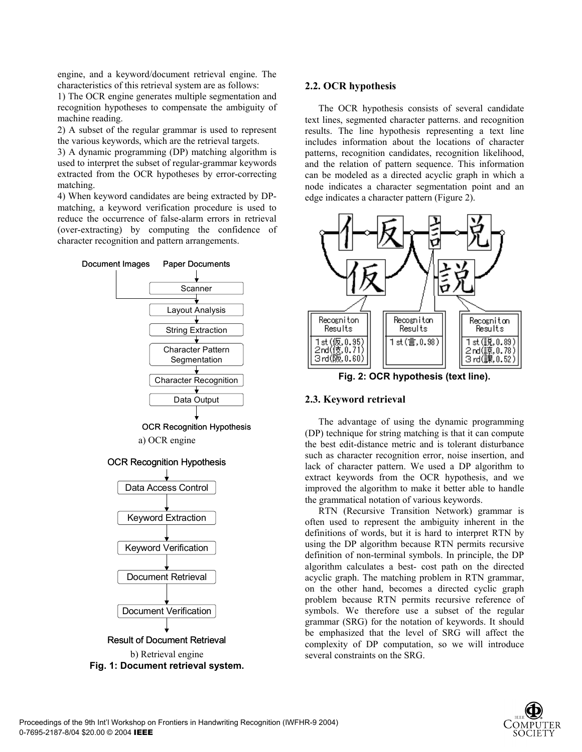engine, and a keyword/document retrieval engine. The characteristics of this retrieval system are as follows:

1) The OCR engine generates multiple segmentation and recognition hypotheses to compensate the ambiguity of machine reading.

2) A subset of the regular grammar is used to represent the various keywords, which are the retrieval targets.

3) A dynamic programming (DP) matching algorithm is used to interpret the subset of regular-grammar keywords extracted from the OCR hypotheses by error-correcting matching.

4) When keyword candidates are being extracted by DP-matching, a keyword verification procedure is used to reduce the occurrence of false-alarm errors in retrieval (over-extracting) by computing the confidence of character recognition and pattern arrangements.

Document Images　Paper Documents

Scanner → Layout Analysis → String Extraction → Character Pattern Segmentation → Character Recognition → Data Output

OCR Recognition Hypothesis

a) OCR engine

OCR Recognition Hypothesis

Data Access Control → Keyword Extraction → Keyword Verification → Document Retrieval → Document Verification

Result of Document Retrieval

b) Retrieval engine

**Fig. 1: Document retrieval system.**

## 2.2. OCR hypothesis

The OCR hypothesis consists of several candidate text lines, segmented character patterns. and recognition results. The line hypothesis representing a text line includes information about the locations of character patterns, recognition candidates, recognition likelihood, and the relation of pattern sequence. This information can be modeled as a directed acyclic graph in which a node indicates a character segmentation point and an edge indicates a character pattern (Figure 2).

| Recogniton Results | Recogniton Results | Recogniton Results |
| --- | --- | --- |
| 1st(仮,0.95) 2nd(役,0.71) 3rd(阪,0.60) | 1st(言,0.98) | 1st(説,0.89) 2nd(諒,0.78) 3rd(課,0.52) |

**Fig. 2: OCR hypothesis (text line).**

## 2.3. Keyword retrieval

The advantage of using the dynamic programming (DP) technique for string matching is that it can compute the best edit-distance metric and is tolerant disturbance such as character recognition error, noise insertion, and lack of character pattern. We used a DP algorithm to extract keywords from the OCR hypothesis, and we improved the algorithm to make it better able to handle the grammatical notation of various keywords.

RTN (Recursive Transition Network) grammar is often used to represent the ambiguity inherent in the definitions of words, but it is hard to interpret RTN by using the DP algorithm because RTN permits recursive definition of non-terminal symbols. In principle, the DP algorithm calculates a best- cost path on the directed acyclic graph. The matching problem in RTN grammar, on the other hand, becomes a directed cyclic graph problem because RTN permits recursive reference of symbols. We therefore use a subset of the regular grammar (SRG) for the notation of keywords. It should be emphasized that the level of SRG will affect the complexity of DP computation, so we will introduce several constraints on the SRG.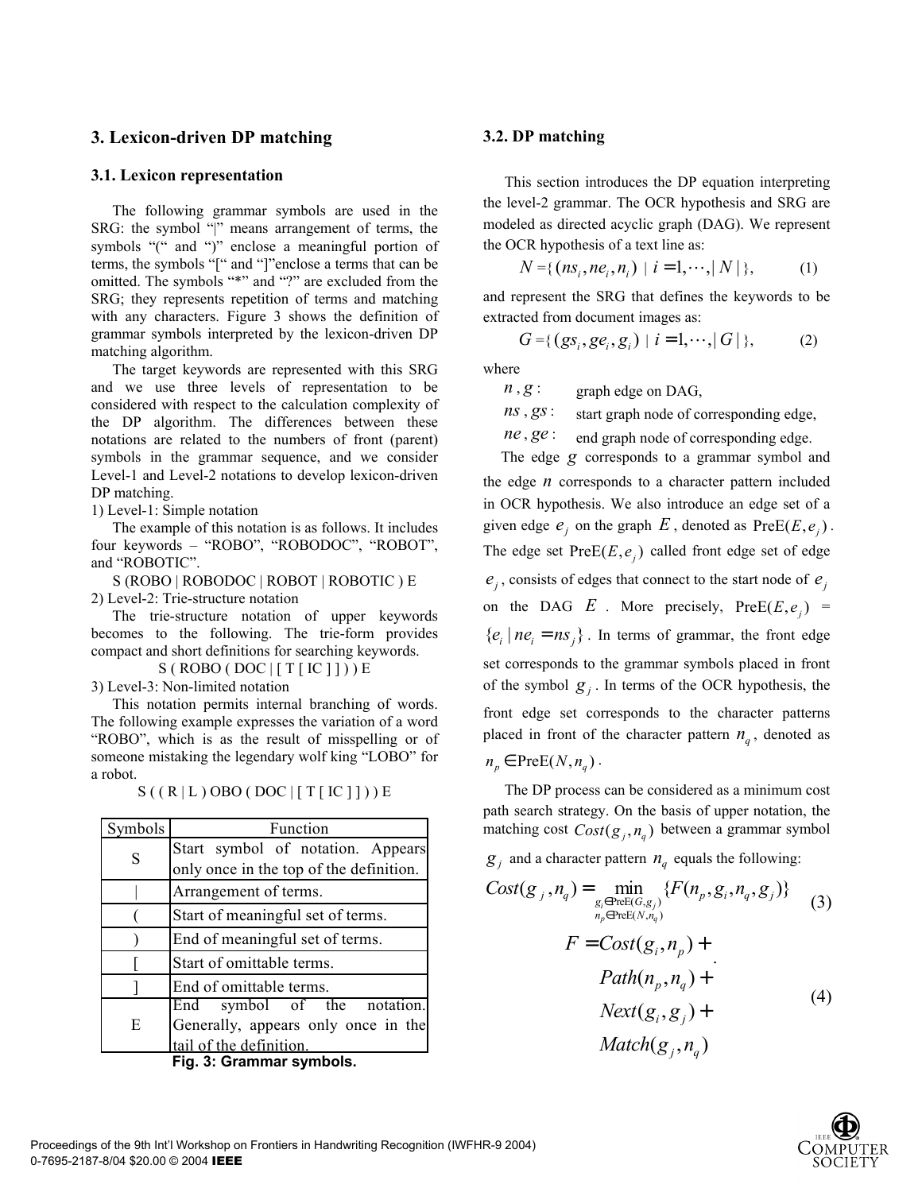## 3. Lexicon-driven DP matching

### 3.1. Lexicon representation

The following grammar symbols are used in the SRG: the symbol "|" means arrangement of terms, the symbols "(" and ")" enclose a meaningful portion of terms, the symbols "[" and "]"enclose a terms that can be omitted. The symbols "*" and "?" are excluded from the SRG; they represents repetition of terms and matching with any characters. Figure 3 shows the definition of grammar symbols interpreted by the lexicon-driven DP matching algorithm.

The target keywords are represented with this SRG and we use three levels of representation to be considered with respect to the calculation complexity of the DP algorithm. The differences between these notations are related to the numbers of front (parent) symbols in the grammar sequence, and we consider Level-1 and Level-2 notations to develop lexicon-driven DP matching.

1) Level-1: Simple notation

The example of this notation is as follows. It includes four keywords – "ROBO", "ROBODOC", "ROBOT", and "ROBOTIC".

S (ROBO | ROBODOC | ROBOT | ROBOTIC ) E

2) Level-2: Trie-structure notation

The trie-structure notation of upper keywords becomes to the following. The trie-form provides compact and short definitions for searching keywords.

S ( ROBO ( DOC | [ T [ IC ] ] ) ) E

3) Level-3: Non-limited notation

This notation permits internal branching of words. The following example expresses the variation of a word "ROBO", which is as the result of misspelling or of someone mistaking the legendary wolf king "LOBO" for a robot.

S ( ( R | L ) OBO ( DOC | [ T [ IC ] ] ) ) E

| Symbols | Function |
|---|---|
| S | Start symbol of notation. Appears only once in the top of the definition. |
| \| | Arrangement of terms. |
| ( | Start of meaningful set of terms. |
| ) | End of meaningful set of terms. |
| [ | Start of omittable terms. |
| ] | End of omittable terms. |
| E | End symbol of the notation. Generally, appears only once in the tail of the definition. |

**Fig. 3: Grammar symbols.**

### 3.2. DP matching

This section introduces the DP equation interpreting the level-2 grammar. The OCR hypothesis and SRG are modeled as directed acyclic graph (DAG). We represent the OCR hypothesis of a text line as:

$$N = \{ (ns_i, ne_i, n_i) \mid i = 1, \cdots, |N| \}, \quad (1)$$

and represent the SRG that defines the keywords to be extracted from document images as:

$$G = \{ (gs_i, ge_i, g_i) \mid i = 1, \cdots, |G| \}, \quad (2)$$

where

$n$, $g$ : graph edge on DAG,

$ns$, $gs$ : start graph node of corresponding edge,

$ne$, $ge$ : end graph node of corresponding edge.

The edge $g$ corresponds to a grammar symbol and the edge $n$ corresponds to a character pattern included in OCR hypothesis. We also introduce an edge set of a given edge $e_j$ on the graph $E$, denoted as $\mathrm{PreE}(E, e_j)$. The edge set $\mathrm{PreE}(E, e_j)$ called front edge set of edge $e_j$, consists of edges that connect to the start node of $e_j$ on the DAG $E$. More precisely, $\mathrm{PreE}(E, e_j)$ = $\{ e_i \mid ne_i = ns_j \}$. In terms of grammar, the front edge set corresponds to the grammar symbols placed in front of the symbol $g_j$. In terms of the OCR hypothesis, the front edge set corresponds to the character patterns placed in front of the character pattern $n_q$, denoted as $n_p \in \mathrm{PreE}(N, n_q)$.

The DP process can be considered as a minimum cost path search strategy. On the basis of upper notation, the matching cost $Cost(g_j, n_q)$ between a grammar symbol $g_j$ and a character pattern $n_q$ equals the following:

$$Cost(g_j, n_q) = \min_{\substack{g_i \in \mathrm{PreE}(G, g_j) \\ n_p \in \mathrm{PreE}(N, n_q)}} \{ F(n_p, g_i, n_q, g_j) \} \quad (3)$$

$$\begin{aligned} F = & Cost(g_i, n_p) + \\ & Path(n_p, n_q) + \\ & Next(g_i, g_j) + \\ & Match(g_j, n_q) \end{aligned} \quad (4)$$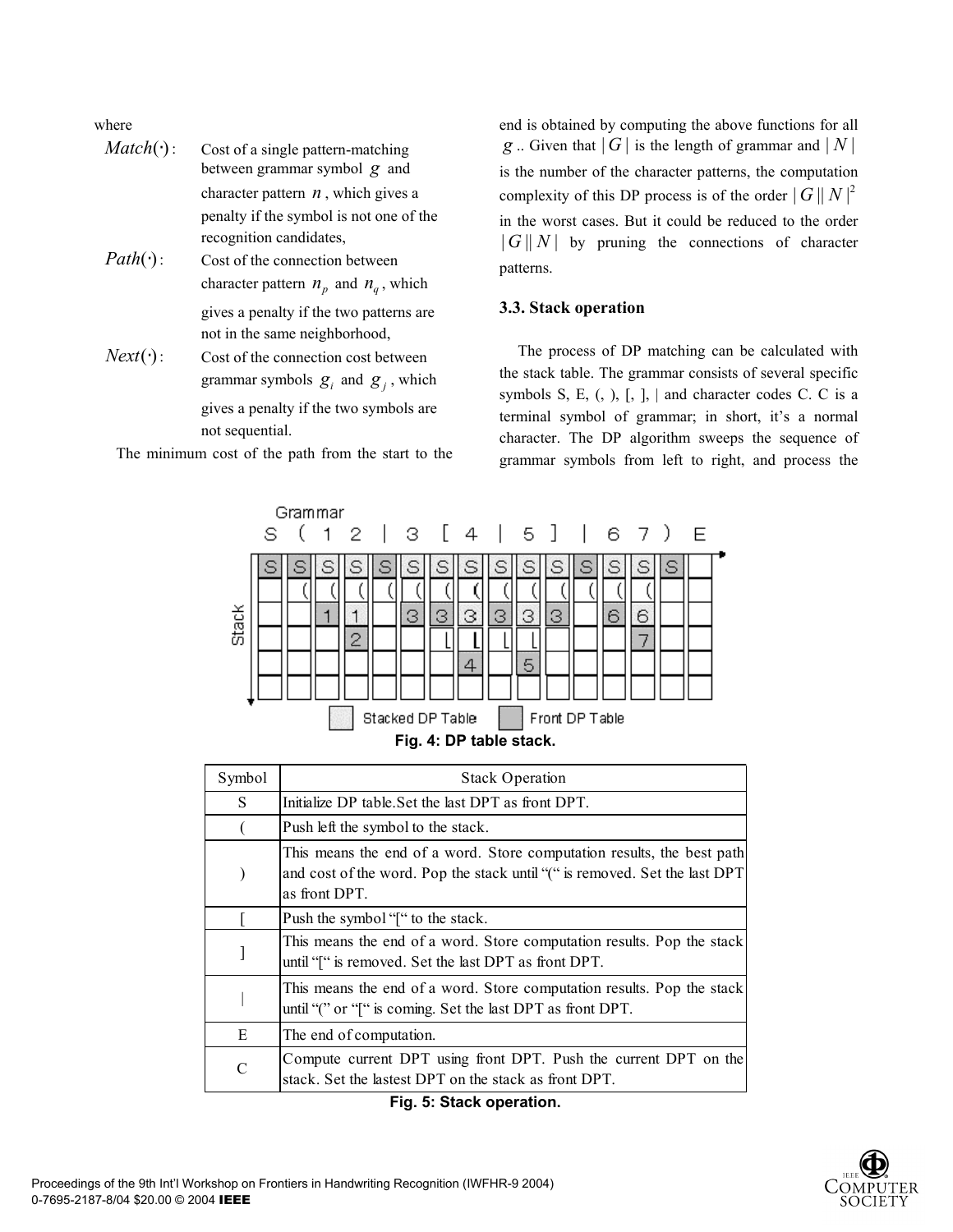where

$Match(\cdot)$: Cost of a single pattern-matching between grammar symbol $g$ and character pattern $n$, which gives a penalty if the symbol is not one of the recognition candidates,

$Path(\cdot)$: Cost of the connection between character pattern $n_p$ and $n_q$, which gives a penalty if the two patterns are not in the same neighborhood,

$Next(\cdot)$: Cost of the connection cost between grammar symbols $g_i$ and $g_j$, which gives a penalty if the two symbols are not sequential.

The minimum cost of the path from the start to the end is obtained by computing the above functions for all $g$.. Given that $|G|$ is the length of grammar and $|N|$ is the number of the character patterns, the computation complexity of this DP process is of the order $|G||N|^2$ in the worst cases. But it could be reduced to the order $|G||N|$ by pruning the connections of character patterns.

### 3.3. Stack operation

The process of DP matching can be calculated with the stack table. The grammar consists of several specific symbols S, E, (, ), [, ], | and character codes C. C is a terminal symbol of grammar; in short, it's a normal character. The DP algorithm sweeps the sequence of grammar symbols from left to right, and process the

**Fig. 4: DP table stack.**

| Symbol | Stack Operation |
|---|---|
| S | Initialize DP table.Set the last DPT as front DPT. |
| ( | Push left the symbol to the stack. |
| ) | This means the end of a word. Store computation results, the best path and cost of the word. Pop the stack until "(" is removed. Set the last DPT as front DPT. |
| [ | Push the symbol "[" to the stack. |
| ] | This means the end of a word. Store computation results. Pop the stack until "[" is removed. Set the last DPT as front DPT. |
| \| | This means the end of a word. Store computation results. Pop the stack until "(" or "[" is coming. Set the last DPT as front DPT. |
| E | The end of computation. |
| C | Compute current DPT using front DPT. Push the current DPT on the stack. Set the lastest DPT on the stack as front DPT. |

**Fig. 5: Stack operation.**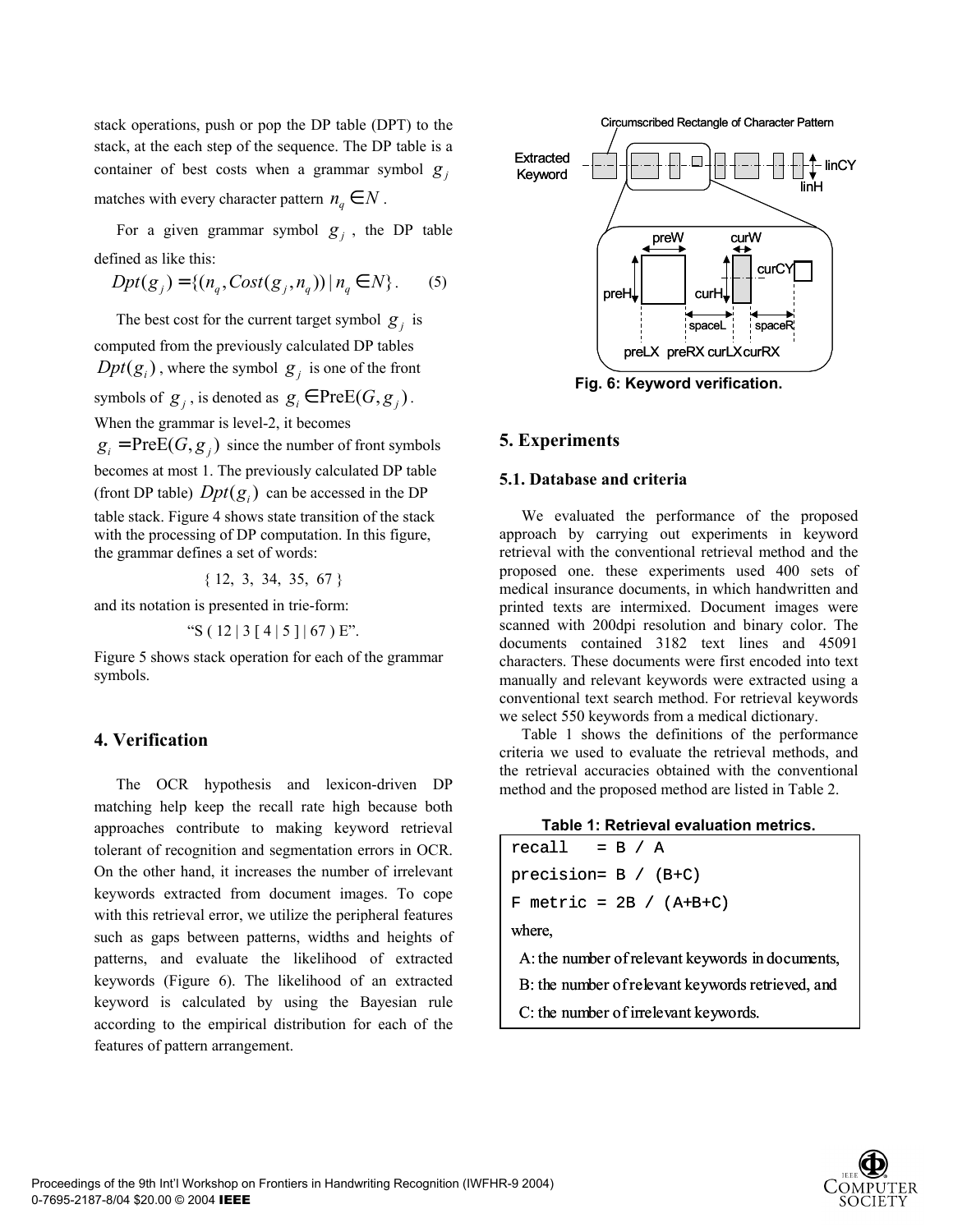stack operations, push or pop the DP table (DPT) to the stack, at the each step of the sequence. The DP table is a container of best costs when a grammar symbol $g_j$ matches with every character pattern $n_q \in N$.

For a given grammar symbol $g_j$, the DP table defined as like this:

$$Dpt(g_j) = \{(n_q, Cost(g_j, n_q)) \mid n_q \in N\}. \quad (5)$$

The best cost for the current target symbol $g_j$ is computed from the previously calculated DP tables $Dpt(g_i)$, where the symbol $g_j$ is one of the front symbols of $g_j$, is denoted as $g_i \in \mathrm{PreE}(G, g_j)$. When the grammar is level-2, it becomes $g_i = \mathrm{PreE}(G, g_j)$ since the number of front symbols becomes at most 1. The previously calculated DP table (front DP table) $Dpt(g_i)$ can be accessed in the DP table stack. Figure 4 shows state transition of the stack with the processing of DP computation. In this figure, the grammar defines a set of words:

{ 12, 3, 34, 35, 67 }

and its notation is presented in trie-form:

"S ( 12 | 3 [ 4 | 5 ] | 67 ) E".

Figure 5 shows stack operation for each of the grammar symbols.

## 4. Verification

The OCR hypothesis and lexicon-driven DP matching help keep the recall rate high because both approaches contribute to making keyword retrieval tolerant of recognition and segmentation errors in OCR. On the other hand, it increases the number of irrelevant keywords extracted from document images. To cope with this retrieval error, we utilize the peripheral features such as gaps between patterns, widths and heights of patterns, and evaluate the likelihood of extracted keywords (Figure 6). The likelihood of an extracted keyword is calculated by using the Bayesian rule according to the empirical distribution for each of the features of pattern arrangement.

**Fig. 6: Keyword verification.**

## 5. Experiments

### 5.1. Database and criteria

We evaluated the performance of the proposed approach by carrying out experiments in keyword retrieval with the conventional retrieval method and the proposed one. these experiments used 400 sets of medical insurance documents, in which handwritten and printed texts are intermixed. Document images were scanned with 200dpi resolution and binary color. The documents contained 3182 text lines and 45091 characters. These documents were first encoded into text manually and relevant keywords were extracted using a conventional text search method. For retrieval keywords we select 550 keywords from a medical dictionary.

Table 1 shows the definitions of the performance criteria we used to evaluate the retrieval methods, and the retrieval accuracies obtained with the conventional method and the proposed method are listed in Table 2.

**Table 1: Retrieval evaluation metrics.**

```
recall   = B / A
precision= B / (B+C)
F metric = 2B / (A+B+C)
```

where,

A: the number of relevant keywords in documents,

B: the number of relevant keywords retrieved, and

C: the number of irrelevant keywords.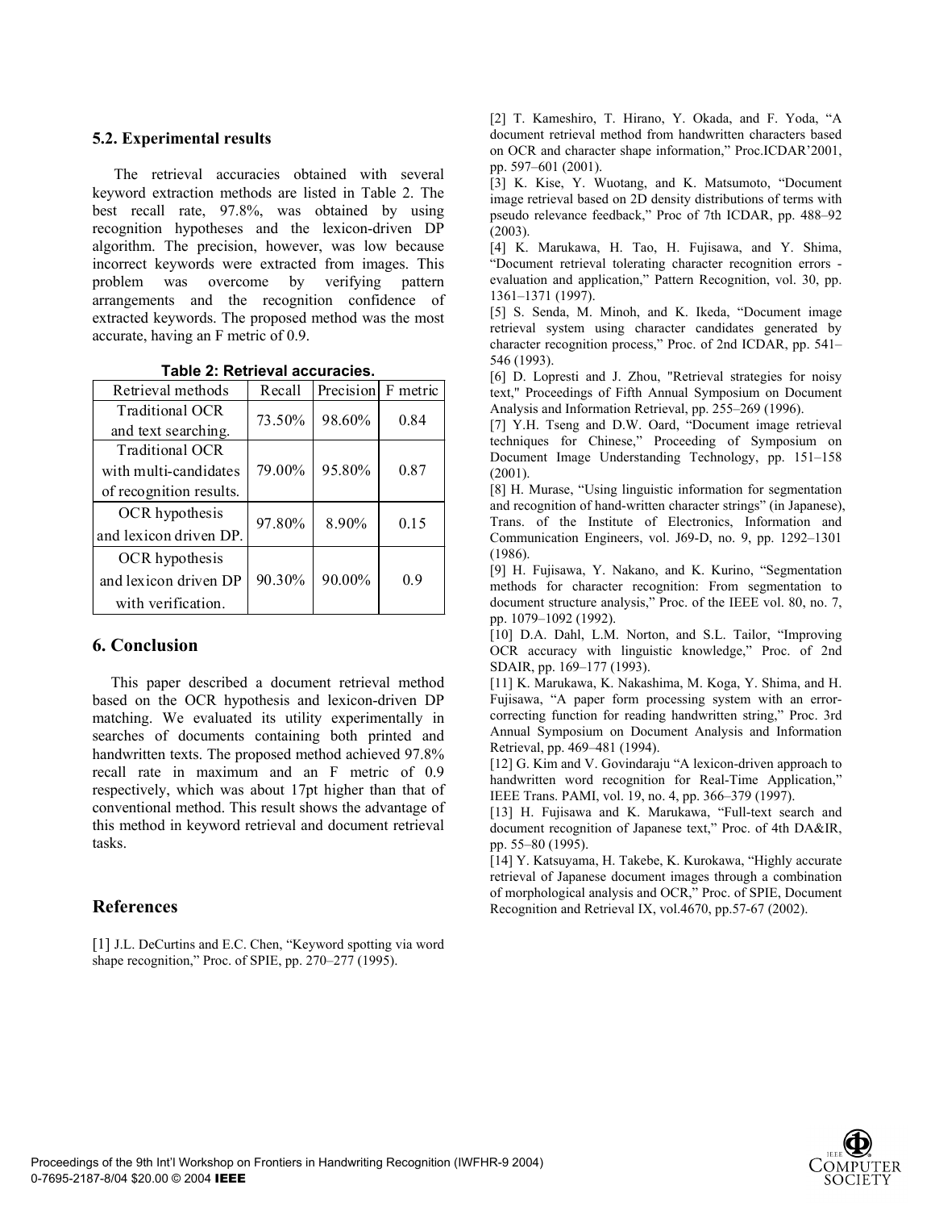### 5.2. Experimental results

The retrieval accuracies obtained with several keyword extraction methods are listed in Table 2. The best recall rate, 97.8%, was obtained by using recognition hypotheses and the lexicon-driven DP algorithm. The precision, however, was low because incorrect keywords were extracted from images. This problem was overcome by verifying pattern arrangements and the recognition confidence of extracted keywords. The proposed method was the most accurate, having an F metric of 0.9.

**Table 2: Retrieval accuracies.**

| Retrieval methods | Recall | Precision | F metric |
|---|---|---|---|
| Traditional OCR and text searching. | 73.50% | 98.60% | 0.84 |
| Traditional OCR with multi-candidates of recognition results. | 79.00% | 95.80% | 0.87 |
| OCR hypothesis and lexicon driven DP. | 97.80% | 8.90% | 0.15 |
| OCR hypothesis and lexicon driven DP with verification. | 90.30% | 90.00% | 0.9 |

## 6. Conclusion

This paper described a document retrieval method based on the OCR hypothesis and lexicon-driven DP matching. We evaluated its utility experimentally in searches of documents containing both printed and handwritten texts. The proposed method achieved 97.8% recall rate in maximum and an F metric of 0.9 respectively, which was about 17pt higher than that of conventional method. This result shows the advantage of this method in keyword retrieval and document retrieval tasks.

## References

[1] J.L. DeCurtins and E.C. Chen, "Keyword spotting via word shape recognition," Proc. of SPIE, pp. 270–277 (1995).

[2] T. Kameshiro, T. Hirano, Y. Okada, and F. Yoda, "A document retrieval method from handwritten characters based on OCR and character shape information," Proc.ICDAR'2001, pp. 597–601 (2001).

[3] K. Kise, Y. Wuotang, and K. Matsumoto, "Document image retrieval based on 2D density distributions of terms with pseudo relevance feedback," Proc of 7th ICDAR, pp. 488–92 (2003).

[4] K. Marukawa, H. Tao, H. Fujisawa, and Y. Shima, "Document retrieval tolerating character recognition errors - evaluation and application," Pattern Recognition, vol. 30, pp. 1361–1371 (1997).

[5] S. Senda, M. Minoh, and K. Ikeda, "Document image retrieval system using character candidates generated by character recognition process," Proc. of 2nd ICDAR, pp. 541–546 (1993).

[6] D. Lopresti and J. Zhou, "Retrieval strategies for noisy text," Proceedings of Fifth Annual Symposium on Document Analysis and Information Retrieval, pp. 255–269 (1996).

[7] Y.H. Tseng and D.W. Oard, "Document image retrieval techniques for Chinese," Proceeding of Symposium on Document Image Understanding Technology, pp. 151–158 (2001).

[8] H. Murase, "Using linguistic information for segmentation and recognition of hand-written character strings" (in Japanese), Trans. of the Institute of Electronics, Information and Communication Engineers, vol. J69-D, no. 9, pp. 1292–1301 (1986).

[9] H. Fujisawa, Y. Nakano, and K. Kurino, "Segmentation methods for character recognition: From segmentation to document structure analysis," Proc. of the IEEE vol. 80, no. 7, pp. 1079–1092 (1992).

[10] D.A. Dahl, L.M. Norton, and S.L. Tailor, "Improving OCR accuracy with linguistic knowledge," Proc. of 2nd SDAIR, pp. 169–177 (1993).

[11] K. Marukawa, K. Nakashima, M. Koga, Y. Shima, and H. Fujisawa, "A paper form processing system with an error-correcting function for reading handwritten string," Proc. 3rd Annual Symposium on Document Analysis and Information Retrieval, pp. 469–481 (1994).

[12] G. Kim and V. Govindaraju "A lexicon-driven approach to handwritten word recognition for Real-Time Application," IEEE Trans. PAMI, vol. 19, no. 4, pp. 366–379 (1997).

[13] H. Fujisawa and K. Marukawa, "Full-text search and document recognition of Japanese text," Proc. of 4th DA&IR, pp. 55–80 (1995).

[14] Y. Katsuyama, H. Takebe, K. Kurokawa, "Highly accurate retrieval of Japanese document images through a combination of morphological analysis and OCR," Proc. of SPIE, Document Recognition and Retrieval IX, vol.4670, pp.57-67 (2002).